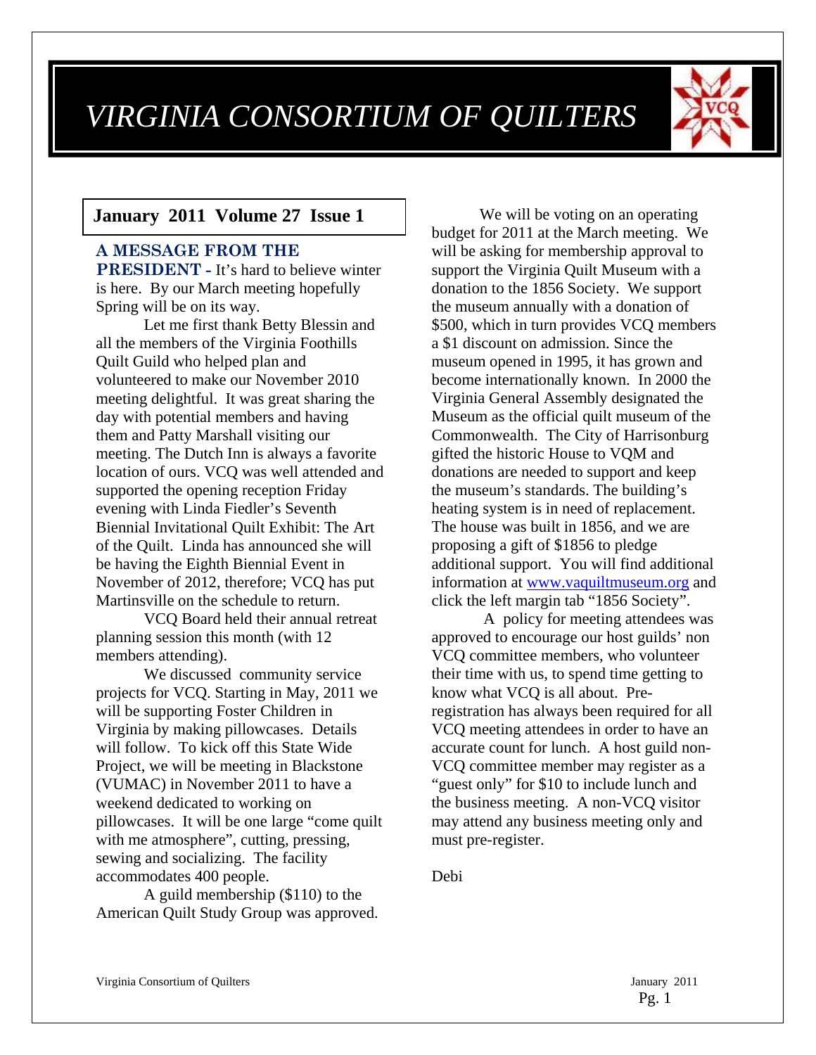# VIRGINIA CONSORTIUM OF QUILTERS

**January 2011 Volume 27 Issue 1**

**A MESSAGE FROM THE PRESIDENT -** It's hard to believe winter is here. By our March meeting hopefully Spring will be on its way.

Let me first thank Betty Blessin and all the members of the Virginia Foothills Quilt Guild who helped plan and volunteered to make our November 2010 meeting delightful. It was great sharing the day with potential members and having them and Patty Marshall visiting our meeting. The Dutch Inn is always a favorite location of ours. VCQ was well attended and supported the opening reception Friday evening with Linda Fiedler's Seventh Biennial Invitational Quilt Exhibit: The Art of the Quilt. Linda has announced she will be having the Eighth Biennial Event in November of 2012, therefore; VCQ has put Martinsville on the schedule to return.

VCQ Board held their annual retreat planning session this month (with 12 members attending).

We discussed community service projects for VCQ. Starting in May, 2011 we will be supporting Foster Children in Virginia by making pillowcases. Details will follow. To kick off this State Wide Project, we will be meeting in Blackstone (VUMAC) in November 2011 to have a weekend dedicated to working on pillowcases. It will be one large "come quilt with me atmosphere", cutting, pressing, sewing and socializing. The facility accommodates 400 people.

A guild membership ($110) to the American Quilt Study Group was approved.

We will be voting on an operating budget for 2011 at the March meeting. We will be asking for membership approval to support the Virginia Quilt Museum with a donation to the 1856 Society. We support the museum annually with a donation of $500, which in turn provides VCQ members a $1 discount on admission. Since the museum opened in 1995, it has grown and become internationally known. In 2000 the Virginia General Assembly designated the Museum as the official quilt museum of the Commonwealth. The City of Harrisonburg gifted the historic House to VQM and donations are needed to support and keep the museum's standards. The building's heating system is in need of replacement. The house was built in 1856, and we are proposing a gift of $1856 to pledge additional support. You will find additional information at [www.vaquiltmuseum.org](http://www.vaquiltmuseum.org) and click the left margin tab "1856 Society".

A policy for meeting attendees was approved to encourage our host guilds' non VCQ committee members, who volunteer their time with us, to spend time getting to know what VCQ is all about. Pre-registration has always been required for all VCQ meeting attendees in order to have an accurate count for lunch. A host guild non-VCQ committee member may register as a "guest only" for $10 to include lunch and the business meeting. A non-VCQ visitor may attend any business meeting only and must pre-register.

Debi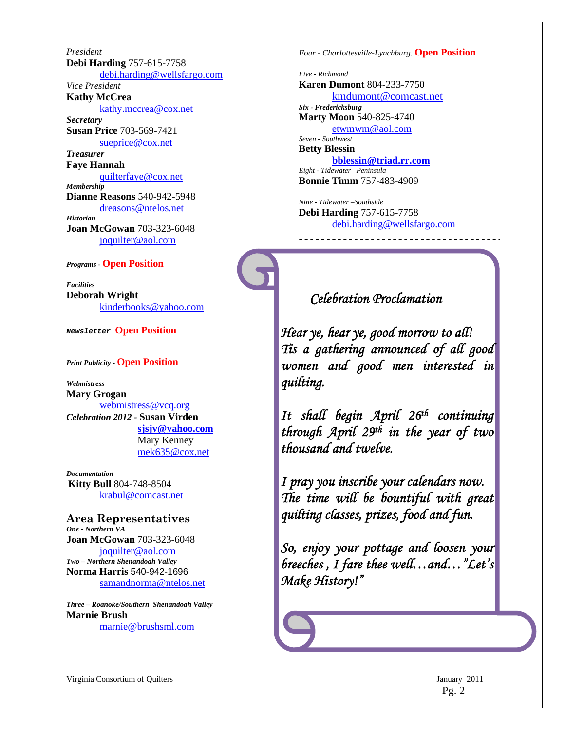*President*
**Debi Harding** 757-615-7758
debi.harding@wellsfargo.com

*Vice President*
**Kathy McCrea**
kathy.mccrea@cox.net

***Secretary***
**Susan Price** 703-569-7421
sueprice@cox.net

***Treasurer***
**Faye Hannah**
quilterfaye@cox.net

***Membership***
**Dianne Reasons** 540-942-5948
dreasons@ntelos.net

***Historian***
**Joan McGowan** 703-323-6048
joquilter@aol.com

***Programs*** - **Open Position**

***Facilities***
**Deborah Wright**
kinderbooks@yahoo.com

***Newsletter*** **Open Position**

***Print Publicity*** - **Open Position**

***Webmistress***
**Mary Grogan**
webmistress@vcq.org

***Celebration 2012*** - **Susan Virden**
**sjsjv@yahoo.com**
Mary Kenney
mek635@cox.net

***Documentation***
**Kitty Bull** 804-748-8504
krabul@comcast.net

## Area Representatives

***One - Northern VA***
**Joan McGowan** 703-323-6048
joquilter@aol.com

***Two – Northern Shenandoah Valley***
**Norma Harris** 540-942-1696
samandnorma@ntelos.net

***Three – Roanoke/Southern Shenandoah Valley***
**Marnie Brush**
marnie@brushsml.com

*Four - Charlottesville-Lynchburg.* **Open Position**

*Five - Richmond*
**Karen Dumont** 804-233-7750
kmdumont@comcast.net

***Six - Fredericksburg***
**Marty Moon** 540-825-4740
etwmwm@aol.com

*Seven - Southwest*
**Betty Blessin**
**bblessin@triad.rr.com**

*Eight - Tidewater –Peninsula*
**Bonnie Timm** 757-483-4909

*Nine - Tidewater –Southside*
**Debi Harding** 757-615-7758
debi.harding@wellsfargo.com

---

### *Celebration Proclamation*

*Hear ye, hear ye, good morrow to all! Tis a gathering announced of all good women and good men interested in quilting.*

*It shall begin April 26th continuing through April 29th in the year of two thousand and twelve.*

*I pray you inscribe your calendars now. The time will be bountiful with great quilting classes, prizes, food and fun.*

*So, enjoy your pottage and loosen your breeches , I fare thee well…and…"Let's Make History!"*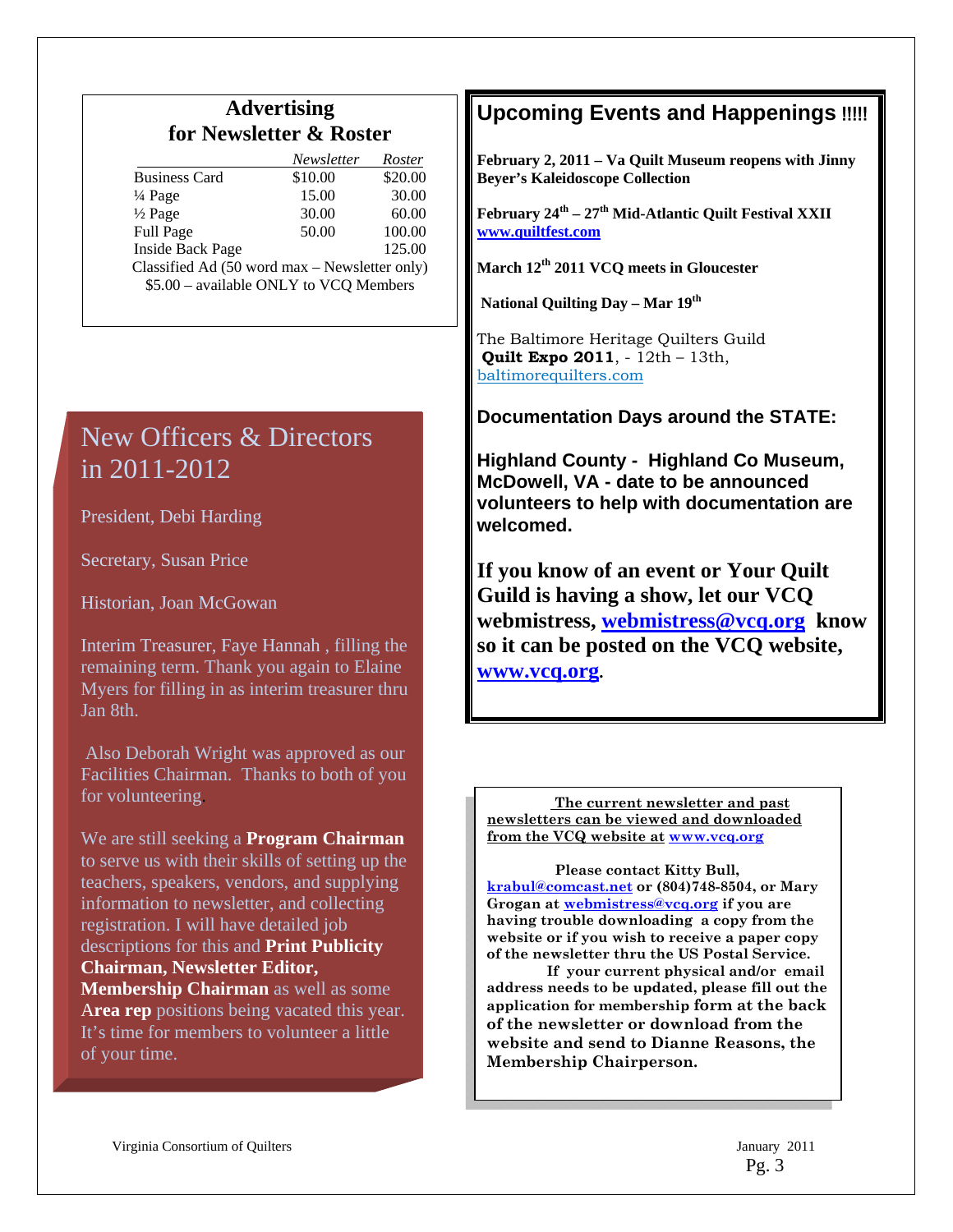## Advertising for Newsletter & Roster

| | Newsletter | Roster |
|---|---|---|
| Business Card | $10.00 | $20.00 |
| ¼ Page | 15.00 | 30.00 |
| ½ Page | 30.00 | 60.00 |
| Full Page | 50.00 | 100.00 |
| Inside Back Page | | 125.00 |

Classified Ad (50 word max – Newsletter only)
$5.00 – available ONLY to VCQ Members

## New Officers & Directors in 2011-2012

President, Debi Harding

Secretary, Susan Price

Historian, Joan McGowan

Interim Treasurer, Faye Hannah , filling the remaining term. Thank you again to Elaine Myers for filling in as interim treasurer thru Jan 8th.

Also Deborah Wright was approved as our Facilities Chairman. Thanks to both of you for volunteering.

We are still seeking a **Program Chairman** to serve us with their skills of setting up the teachers, speakers, vendors, and supplying information to newsletter, and collecting registration. I will have detailed job descriptions for this and **Print Publicity Chairman, Newsletter Editor, Membership Chairman** as well as some **Area rep** positions being vacated this year. It's time for members to volunteer a little of your time.

## Upcoming Events and Happenings !!!!!

**February 2, 2011 – Va Quilt Museum reopens with Jinny Beyer's Kaleidoscope Collection**

**February 24th – 27th Mid-Atlantic Quilt Festival XXII**
**www.quiltfest.com**

**March 12th 2011 VCQ meets in Gloucester**

**National Quilting Day – Mar 19th**

The Baltimore Heritage Quilters Guild
**Quilt Expo 2011**, - 12th – 13th,
baltimorequilters.com

**Documentation Days around the STATE:**

**Highland County - Highland Co Museum, McDowell, VA - date to be announced volunteers to help with documentation are welcomed.**

**If you know of an event or Your Quilt Guild is having a show, let our VCQ webmistress, webmistress@vcq.org know so it can be posted on the VCQ website, www.vcq.org.**

**The current newsletter and past newsletters can be viewed and downloaded from the VCQ website at www.vcq.org**

**Please contact Kitty Bull, krabul@comcast.net or (804)748-8504, or Mary Grogan at webmistress@vcq.org if you are having trouble downloading a copy from the website or if you wish to receive a paper copy of the newsletter thru the US Postal Service.**

**If your current physical and/or email address needs to be updated, please fill out the application for membership form at the back of the newsletter or download from the website and send to Dianne Reasons, the Membership Chairperson.**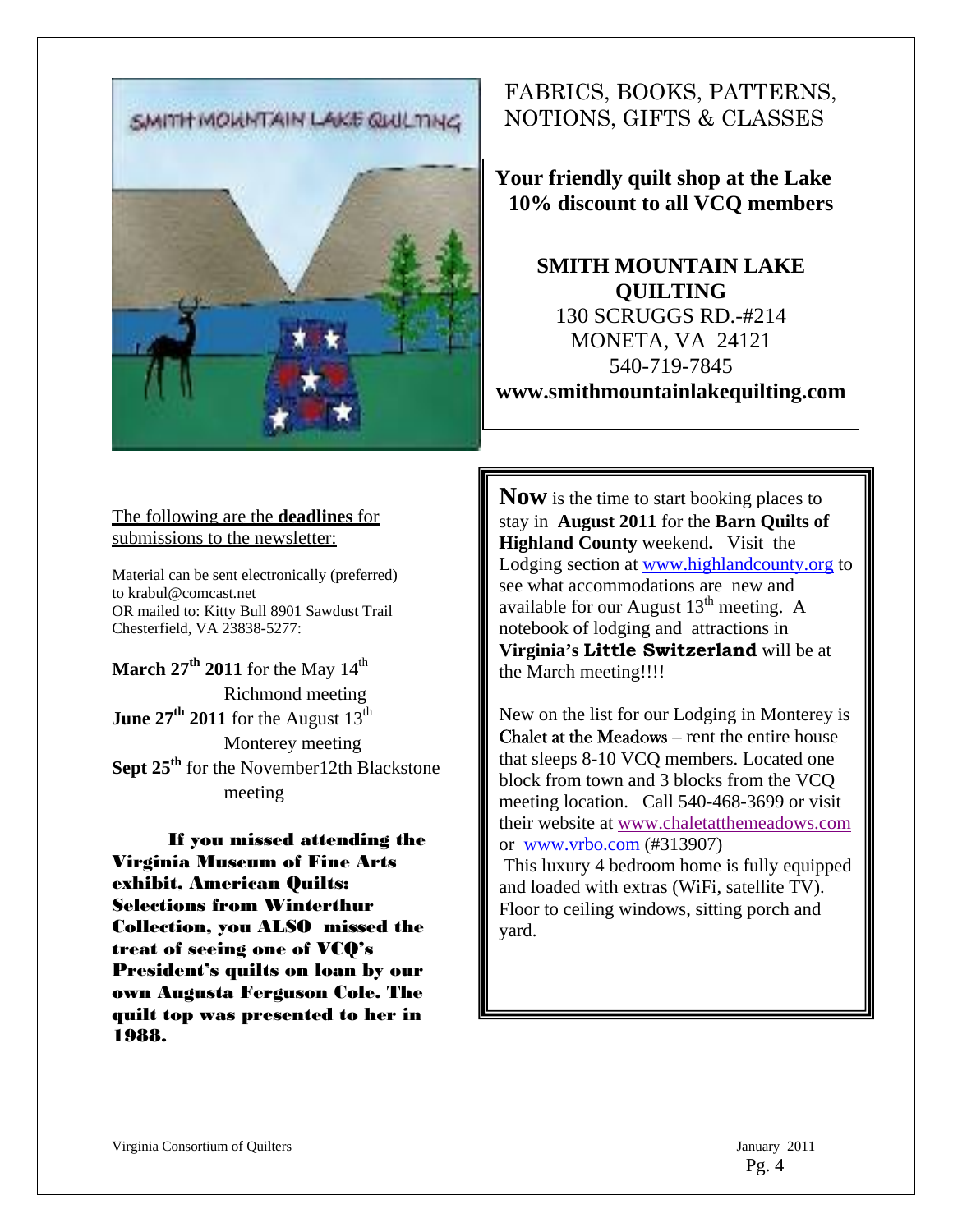FABRICS, BOOKS, PATTERNS, NOTIONS, GIFTS & CLASSES

**Your friendly quilt shop at the Lake**
**10% discount to all VCQ members**

**SMITH MOUNTAIN LAKE QUILTING**
130 SCRUGGS RD.-#214
MONETA, VA 24121
540-719-7845
**www.smithmountainlakequilting.com**

<u>The following are the **deadlines** for submissions to the newsletter:</u>

Material can be sent electronically (preferred) to krabul@comcast.net
OR mailed to: Kitty Bull 8901 Sawdust Trail Chesterfield, VA 23838-5277:

**March 27th 2011** for the May 14th Richmond meeting
**June 27th 2011** for the August 13th Monterey meeting
**Sept 25th** for the November12th Blackstone meeting

**If you missed attending the Virginia Museum of Fine Arts exhibit, American Quilts: Selections from Winterthur Collection, you ALSO missed the treat of seeing one of VCQ's President's quilts on loan by our own Augusta Ferguson Cole. The quilt top was presented to her in 1988.**

**Now** is the time to start booking places to stay in **August 2011** for the **Barn Quilts of Highland County** weekend**.** Visit the Lodging section at www.highlandcounty.org to see what accommodations are new and available for our August 13th meeting. A notebook of lodging and attractions in **Virginia's Little Switzerland** will be at the March meeting!!!!

New on the list for our Lodging in Monterey is Chalet at the Meadows – rent the entire house that sleeps 8-10 VCQ members. Located one block from town and 3 blocks from the VCQ meeting location. Call 540-468-3699 or visit their website at www.chaletatthemeadows.com or www.vrbo.com (#313907)

This luxury 4 bedroom home is fully equipped and loaded with extras (WiFi, satellite TV). Floor to ceiling windows, sitting porch and yard.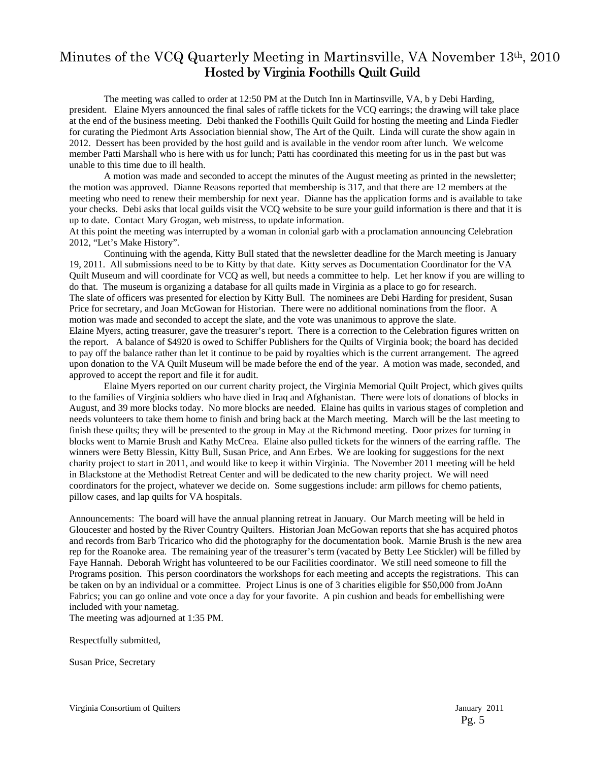# Minutes of the VCQ Quarterly Meeting in Martinsville, VA November 13th, 2010
## Hosted by Virginia Foothills Quilt Guild

The meeting was called to order at 12:50 PM at the Dutch Inn in Martinsville, VA, b y Debi Harding, president. Elaine Myers announced the final sales of raffle tickets for the VCQ earrings; the drawing will take place at the end of the business meeting. Debi thanked the Foothills Quilt Guild for hosting the meeting and Linda Fiedler for curating the Piedmont Arts Association biennial show, The Art of the Quilt. Linda will curate the show again in 2012. Dessert has been provided by the host guild and is available in the vendor room after lunch. We welcome member Patti Marshall who is here with us for lunch; Patti has coordinated this meeting for us in the past but was unable to this time due to ill health.

A motion was made and seconded to accept the minutes of the August meeting as printed in the newsletter; the motion was approved. Dianne Reasons reported that membership is 317, and that there are 12 members at the meeting who need to renew their membership for next year. Dianne has the application forms and is available to take your checks. Debi asks that local guilds visit the VCQ website to be sure your guild information is there and that it is up to date. Contact Mary Grogan, web mistress, to update information.

At this point the meeting was interrupted by a woman in colonial garb with a proclamation announcing Celebration 2012, "Let's Make History".

Continuing with the agenda, Kitty Bull stated that the newsletter deadline for the March meeting is January 19, 2011. All submissions need to be to Kitty by that date. Kitty serves as Documentation Coordinator for the VA Quilt Museum and will coordinate for VCQ as well, but needs a committee to help. Let her know if you are willing to do that. The museum is organizing a database for all quilts made in Virginia as a place to go for research.

The slate of officers was presented for election by Kitty Bull. The nominees are Debi Harding for president, Susan Price for secretary, and Joan McGowan for Historian. There were no additional nominations from the floor. A motion was made and seconded to accept the slate, and the vote was unanimous to approve the slate.

Elaine Myers, acting treasurer, gave the treasurer's report. There is a correction to the Celebration figures written on the report. A balance of $4920 is owed to Schiffer Publishers for the Quilts of Virginia book; the board has decided to pay off the balance rather than let it continue to be paid by royalties which is the current arrangement. The agreed upon donation to the VA Quilt Museum will be made before the end of the year. A motion was made, seconded, and approved to accept the report and file it for audit.

Elaine Myers reported on our current charity project, the Virginia Memorial Quilt Project, which gives quilts to the families of Virginia soldiers who have died in Iraq and Afghanistan. There were lots of donations of blocks in August, and 39 more blocks today. No more blocks are needed. Elaine has quilts in various stages of completion and needs volunteers to take them home to finish and bring back at the March meeting. March will be the last meeting to finish these quilts; they will be presented to the group in May at the Richmond meeting. Door prizes for turning in blocks went to Marnie Brush and Kathy McCrea. Elaine also pulled tickets for the winners of the earring raffle. The winners were Betty Blessin, Kitty Bull, Susan Price, and Ann Erbes. We are looking for suggestions for the next charity project to start in 2011, and would like to keep it within Virginia. The November 2011 meeting will be held in Blackstone at the Methodist Retreat Center and will be dedicated to the new charity project. We will need coordinators for the project, whatever we decide on. Some suggestions include: arm pillows for chemo patients, pillow cases, and lap quilts for VA hospitals.

Announcements: The board will have the annual planning retreat in January. Our March meeting will be held in Gloucester and hosted by the River Country Quilters. Historian Joan McGowan reports that she has acquired photos and records from Barb Tricarico who did the photography for the documentation book. Marnie Brush is the new area rep for the Roanoke area. The remaining year of the treasurer's term (vacated by Betty Lee Stickler) will be filled by Faye Hannah. Deborah Wright has volunteered to be our Facilities coordinator. We still need someone to fill the Programs position. This person coordinators the workshops for each meeting and accepts the registrations. This can be taken on by an individual or a committee. Project Linus is one of 3 charities eligible for $50,000 from JoAnn Fabrics; you can go online and vote once a day for your favorite. A pin cushion and beads for embellishing were included with your nametag.

The meeting was adjourned at 1:35 PM.

Respectfully submitted,

Susan Price, Secretary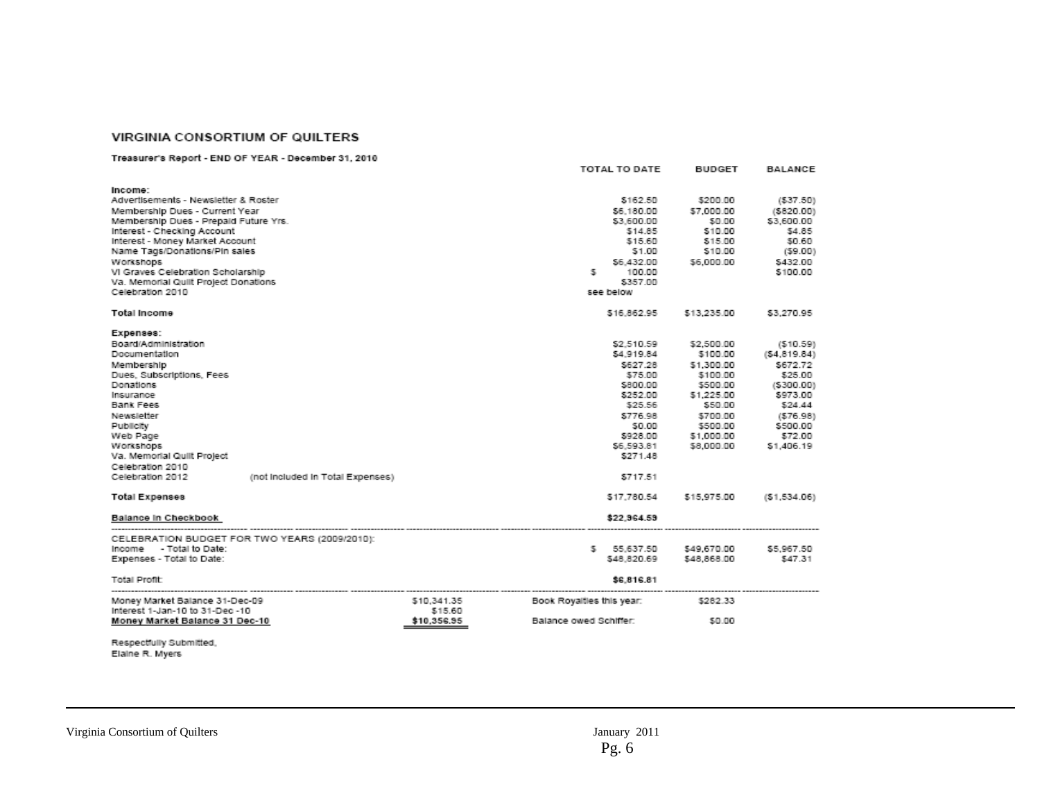# VIRGINIA CONSORTIUM OF QUILTERS

**Treasurer's Report - END OF YEAR - December 31, 2010**

| | TOTAL TO DATE | BUDGET | BALANCE |
|---|---|---|---|
| **Income:** | | | |
| Advertisements - Newsletter & Roster | $162.50 | $200.00 | ($37.50) |
| Membership Dues - Current Year | $6,180.00 | $7,000.00 | ($820.00) |
| Membership Dues - Prepaid Future Yrs. | $3,600.00 | $0.00 | $3,600.00 |
| Interest - Checking Account | $14.85 | $10.00 | $4.85 |
| Interest - Money Market Account | $15.60 | $15.00 | $0.60 |
| Name Tags/Donations/Pin sales | $1.00 | $10.00 | ($9.00) |
| Workshops | $6,432.00 | $6,000.00 | $432.00 |
| Vi Graves Celebration Scholarship | $ 100.00 | | $100.00 |
| Va. Memorial Quilt Project Donations | $357.00 | | |
| Celebration 2010 | see below | | |
| **Total Income** | $16,862.95 | $13,235.00 | $3,270.95 |
| **Expenses:** | | | |
| Board/Administration | $2,510.59 | $2,500.00 | ($10.59) |
| Documentation | $4,919.84 | $100.00 | ($4,819.84) |
| Membership | $627.28 | $1,300.00 | $672.72 |
| Dues, Subscriptions, Fees | $75.00 | $100.00 | $25.00 |
| Donations | $800.00 | $500.00 | ($300.00) |
| Insurance | $252.00 | $1,225.00 | $973.00 |
| Bank Fees | $25.56 | $50.00 | $24.44 |
| Newsletter | $776.98 | $700.00 | ($76.98) |
| Publicity | $0.00 | $500.00 | $500.00 |
| Web Page | $928.00 | $1,000.00 | $72.00 |
| Workshops | $6,593.81 | $8,000.00 | $1,406.19 |
| Va. Memorial Quilt Project | $271.48 | | |
| Celebration 2010 | | | |
| Celebration 2012 (not included in Total Expenses) | $717.51 | | |
| **Total Expenses** | $17,780.54 | $15,975.00 | ($1,534.06) |
| **Balance in Checkbook** | **$22,964.59** | | |

| CELEBRATION BUDGET FOR TWO YEARS (2009/2010): | | | |
|---|---|---|---|
| Income - Total to Date: | $ 55,637.50 | $49,670.00 | $5,967.50 |
| Expenses - Total to Date: | $48,820.69 | $48,868.00 | $47.31 |
| Total Profit: | **$6,816.81** | | |

| | | | |
|---|---|---|---|
| Money Market Balance 31-Dec-09 | $10,341.35 | Book Royalties this year: | $282.33 |
| Interest 1-Jan-10 to 31-Dec-10 | $15.60 | | |
| **Money Market Balance 31 Dec-10** | **$10,356.95** | Balance owed Schiffer: | $0.00 |

Respectfully Submitted,
Elaine R. Myers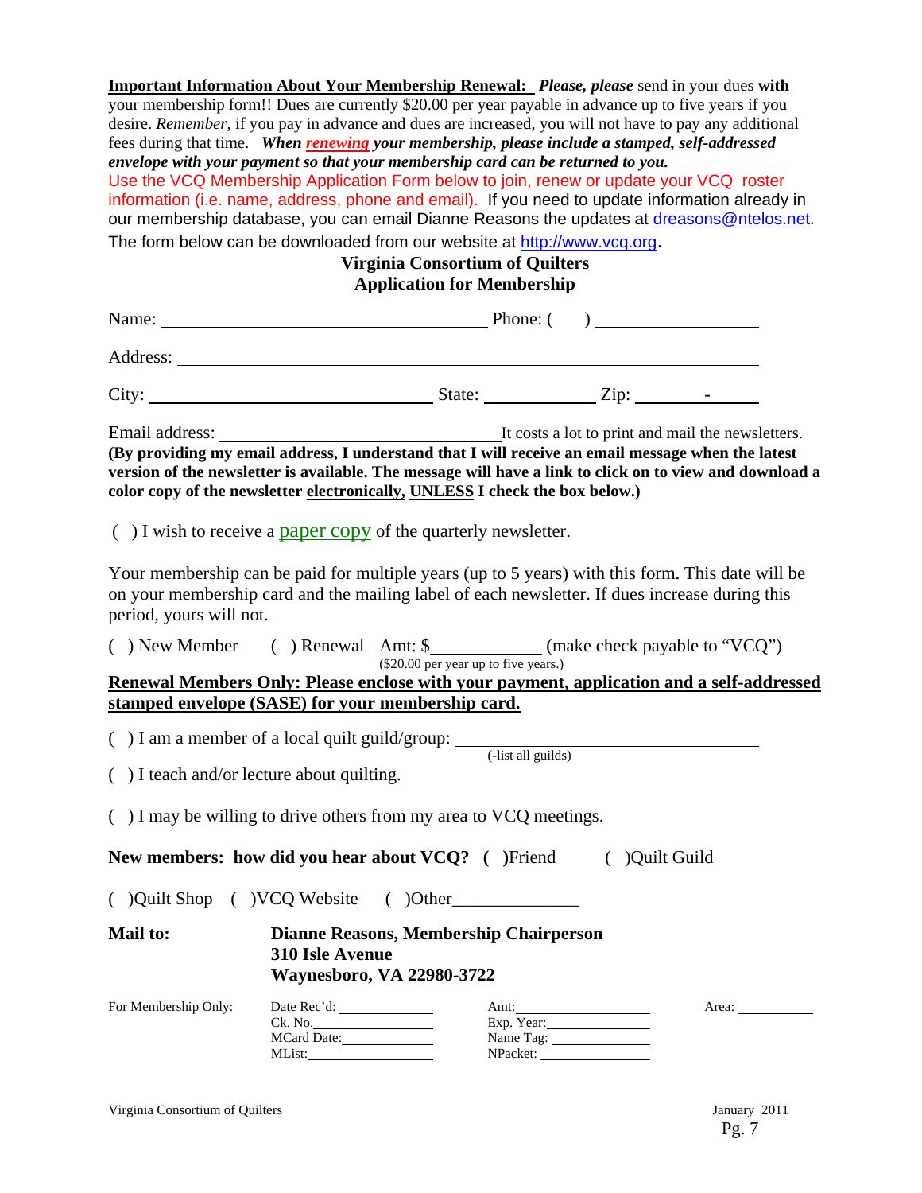**Important Information About Your Membership Renewal:** ***Please, please*** send in your dues **with** your membership form!! Dues are currently $20.00 per year payable in advance up to five years if you desire. *Remember*, if you pay in advance and dues are increased, you will not have to pay any additional fees during that time. ***When renewing your membership, please include a stamped, self-addressed envelope with your payment so that your membership card can be returned to you.***

Use the VCQ Membership Application Form below to join, renew or update your VCQ roster information (i.e. name, address, phone and email). If you need to update information already in our membership database, you can email Dianne Reasons the updates at dreasons@ntelos.net. The form below can be downloaded from our website at http://www.vcq.org.

## Virginia Consortium of Quilters
## Application for Membership

Name: ______________________________ Phone: ( ) ______________

Address: ______________________________________________________

City: __________________________ State: __________ Zip: _______-_____

Email address: __________________________ It costs a lot to print and mail the newsletters. **(By providing my email address, I understand that I will receive an email message when the latest version of the newsletter is available. The message will have a link to click on to view and download a color copy of the newsletter electronically, UNLESS I check the box below.)**

( ) I wish to receive a paper copy of the quarterly newsletter.

Your membership can be paid for multiple years (up to 5 years) with this form. This date will be on your membership card and the mailing label of each newsletter. If dues increase during this period, yours will not.

( ) New Member ( ) Renewal Amt: $__________ (make check payable to "VCQ")
($20.00 per year up to five years.)

**Renewal Members Only: Please enclose with your payment, application and a self-addressed stamped envelope (SASE) for your membership card.**

( ) I am a member of a local quilt guild/group: ______________________________
(-list all guilds)

( ) I teach and/or lecture about quilting.

( ) I may be willing to drive others from my area to VCQ meetings.

**New members: how did you hear about VCQ? ( )**Friend ( )Quilt Guild

( )Quilt Shop ( )VCQ Website ( )Other______________

**Mail to:** **Dianne Reasons, Membership Chairperson**
**310 Isle Avenue**
**Waynesboro, VA 22980-3722**

For Membership Only:

| | | |
|---|---|---|
| Date Rec'd: ________ | Amt: ________ | Area: ________ |
| Ck. No. ________ | Exp. Year: ________ | |
| MCard Date: ________ | Name Tag: ________ | |
| MList: ________ | NPacket: ________ | |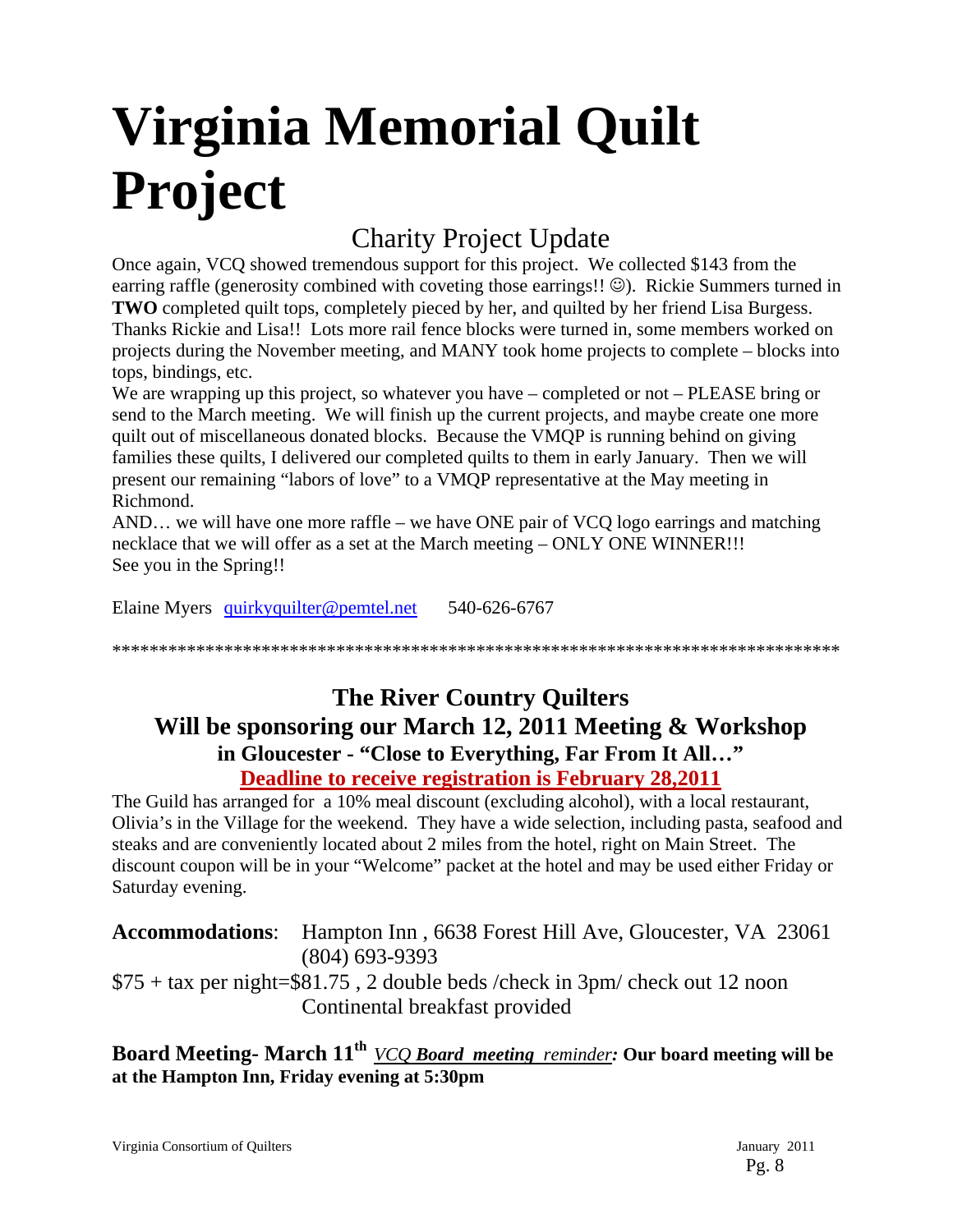# Virginia Memorial Quilt Project

## Charity Project Update

Once again, VCQ showed tremendous support for this project. We collected $143 from the earring raffle (generosity combined with coveting those earrings!! ☺). Rickie Summers turned in **TWO** completed quilt tops, completely pieced by her, and quilted by her friend Lisa Burgess. Thanks Rickie and Lisa!! Lots more rail fence blocks were turned in, some members worked on projects during the November meeting, and MANY took home projects to complete – blocks into tops, bindings, etc.

We are wrapping up this project, so whatever you have – completed or not – PLEASE bring or send to the March meeting. We will finish up the current projects, and maybe create one more quilt out of miscellaneous donated blocks. Because the VMQP is running behind on giving families these quilts, I delivered our completed quilts to them in early January. Then we will present our remaining "labors of love" to a VMQP representative at the May meeting in Richmond.

AND… we will have one more raffle – we have ONE pair of VCQ logo earrings and matching necklace that we will offer as a set at the March meeting – ONLY ONE WINNER!!!

See you in the Spring!!

Elaine Myers quirkyquilter@pemtel.net 540-626-6767

********************************************************************************

## The River Country Quilters
## Will be sponsoring our March 12, 2011 Meeting & Workshop
### in Gloucester - "Close to Everything, Far From It All…"

**Deadline to receive registration is February 28,2011**

The Guild has arranged for a 10% meal discount (excluding alcohol), with a local restaurant, Olivia's in the Village for the weekend. They have a wide selection, including pasta, seafood and steaks and are conveniently located about 2 miles from the hotel, right on Main Street. The discount coupon will be in your "Welcome" packet at the hotel and may be used either Friday or Saturday evening.

**Accommodations**: Hampton Inn , 6638 Forest Hill Ave, Gloucester, VA 23061
(804) 693-9393

$75 + tax per night=$81.75 , 2 double beds /check in 3pm/ check out 12 noon
Continental breakfast provided

**Board Meeting- March 11th** *VCQ* ***Board meeting*** *reminder:* **Our board meeting will be at the Hampton Inn, Friday evening at 5:30pm**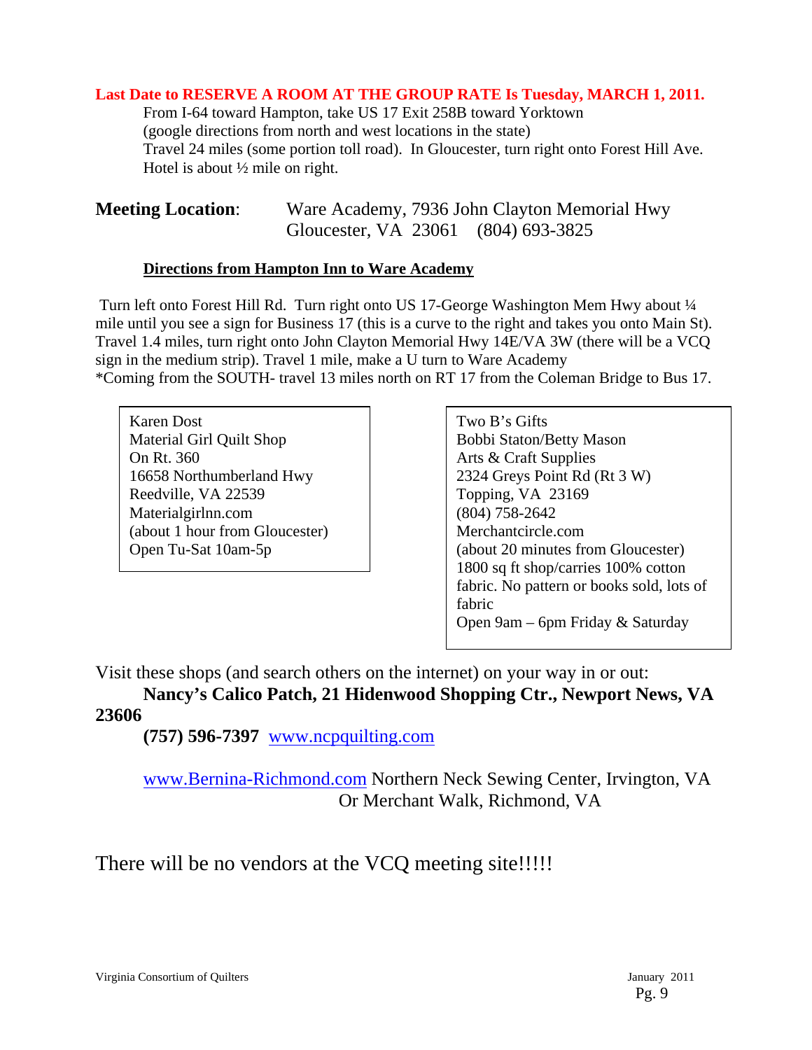**Last Date to RESERVE A ROOM AT THE GROUP RATE Is Tuesday, MARCH 1, 2011.**

From I-64 toward Hampton, take US 17 Exit 258B toward Yorktown
(google directions from north and west locations in the state)
Travel 24 miles (some portion toll road). In Gloucester, turn right onto Forest Hill Ave.
Hotel is about ½ mile on right.

**Meeting Location**: Ware Academy, 7936 John Clayton Memorial Hwy
Gloucester, VA 23061 (804) 693-3825

**Directions from Hampton Inn to Ware Academy**

Turn left onto Forest Hill Rd. Turn right onto US 17-George Washington Mem Hwy about ¼ mile until you see a sign for Business 17 (this is a curve to the right and takes you onto Main St). Travel 1.4 miles, turn right onto John Clayton Memorial Hwy 14E/VA 3W (there will be a VCQ sign in the medium strip). Travel 1 mile, make a U turn to Ware Academy
*Coming from the SOUTH- travel 13 miles north on RT 17 from the Coleman Bridge to Bus 17.

Karen Dost
Material Girl Quilt Shop
On Rt. 360
16658 Northumberland Hwy
Reedville, VA 22539
Materialgirlnn.com
(about 1 hour from Gloucester)
Open Tu-Sat 10am-5p

Two B's Gifts
Bobbi Staton/Betty Mason
Arts & Craft Supplies
2324 Greys Point Rd (Rt 3 W)
Topping, VA 23169
(804) 758-2642
Merchantcircle.com
(about 20 minutes from Gloucester)
1800 sq ft shop/carries 100% cotton fabric. No pattern or books sold, lots of fabric
Open 9am – 6pm Friday & Saturday

Visit these shops (and search others on the internet) on your way in or out:

**Nancy's Calico Patch, 21 Hidenwood Shopping Ctr., Newport News, VA 23606**

**(757) 596-7397** www.ncpquilting.com

www.Bernina-Richmond.com Northern Neck Sewing Center, Irvington, VA
Or Merchant Walk, Richmond, VA

There will be no vendors at the VCQ meeting site!!!!!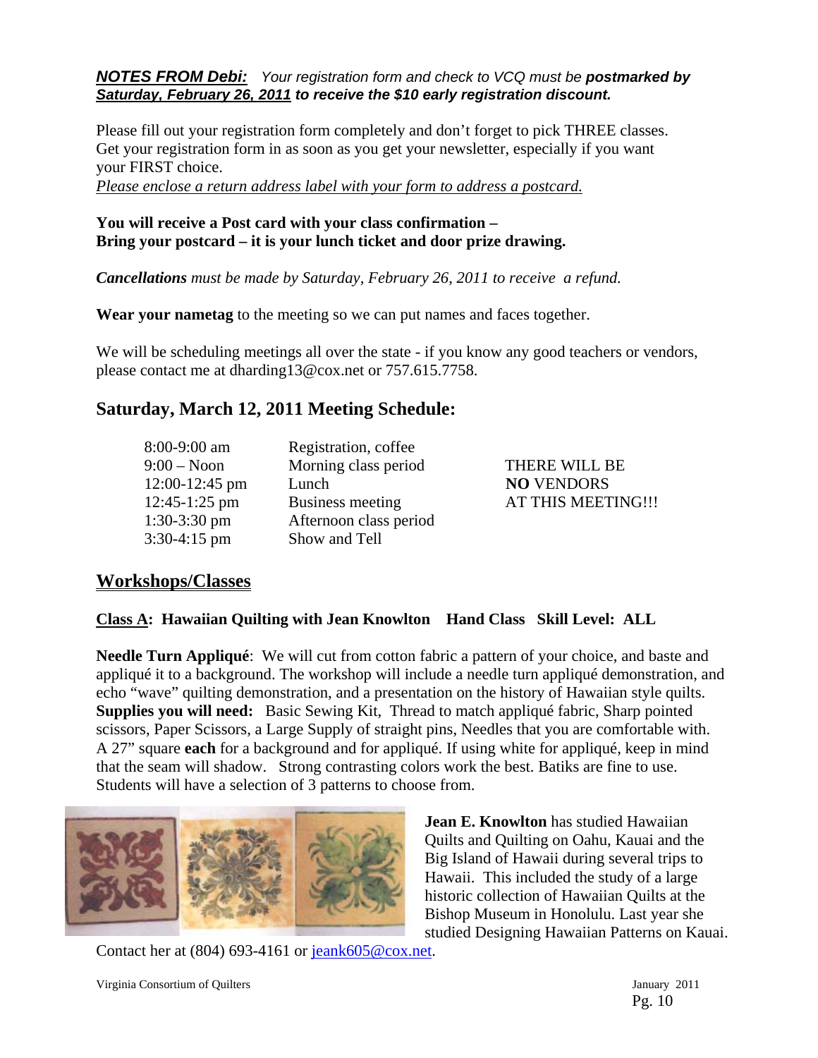***NOTES FROM Debi:*** *Your registration form and check to VCQ must be* ***postmarked by Saturday, February 26, 2011 to receive the $10 early registration discount.***

Please fill out your registration form completely and don't forget to pick THREE classes. Get your registration form in as soon as you get your newsletter, especially if you want your FIRST choice.

*Please enclose a return address label with your form to address a postcard.*

**You will receive a Post card with your class confirmation –**
**Bring your postcard – it is your lunch ticket and door prize drawing.**

***Cancellations*** *must be made by Saturday, February 26, 2011 to receive a refund.*

**Wear your nametag** to the meeting so we can put names and faces together.

We will be scheduling meetings all over the state - if you know any good teachers or vendors, please contact me at dharding13@cox.net or 757.615.7758.

## Saturday, March 12, 2011 Meeting Schedule:

| | |
|---|---|
| 8:00-9:00 am | Registration, coffee |
| 9:00 – Noon | Morning class period |
| 12:00-12:45 pm | Lunch |
| 12:45-1:25 pm | Business meeting |
| 1:30-3:30 pm | Afternoon class period |
| 3:30-4:15 pm | Show and Tell |

THERE WILL BE **NO** VENDORS AT THIS MEETING!!!

## Workshops/Classes

**Class A: Hawaiian Quilting with Jean Knowlton Hand Class Skill Level: ALL**

**Needle Turn Appliqué**: We will cut from cotton fabric a pattern of your choice, and baste and appliqué it to a background. The workshop will include a needle turn appliqué demonstration, and echo "wave" quilting demonstration, and a presentation on the history of Hawaiian style quilts. **Supplies you will need:** Basic Sewing Kit, Thread to match appliqué fabric, Sharp pointed scissors, Paper Scissors, a Large Supply of straight pins, Needles that you are comfortable with. A 27" square **each** for a background and for appliqué. If using white for appliqué, keep in mind that the seam will shadow. Strong contrasting colors work the best. Batiks are fine to use. Students will have a selection of 3 patterns to choose from.

**Jean E. Knowlton** has studied Hawaiian Quilts and Quilting on Oahu, Kauai and the Big Island of Hawaii during several trips to Hawaii. This included the study of a large historic collection of Hawaiian Quilts at the Bishop Museum in Honolulu. Last year she studied Designing Hawaiian Patterns on Kauai. Contact her at (804) 693-4161 or jeank605@cox.net.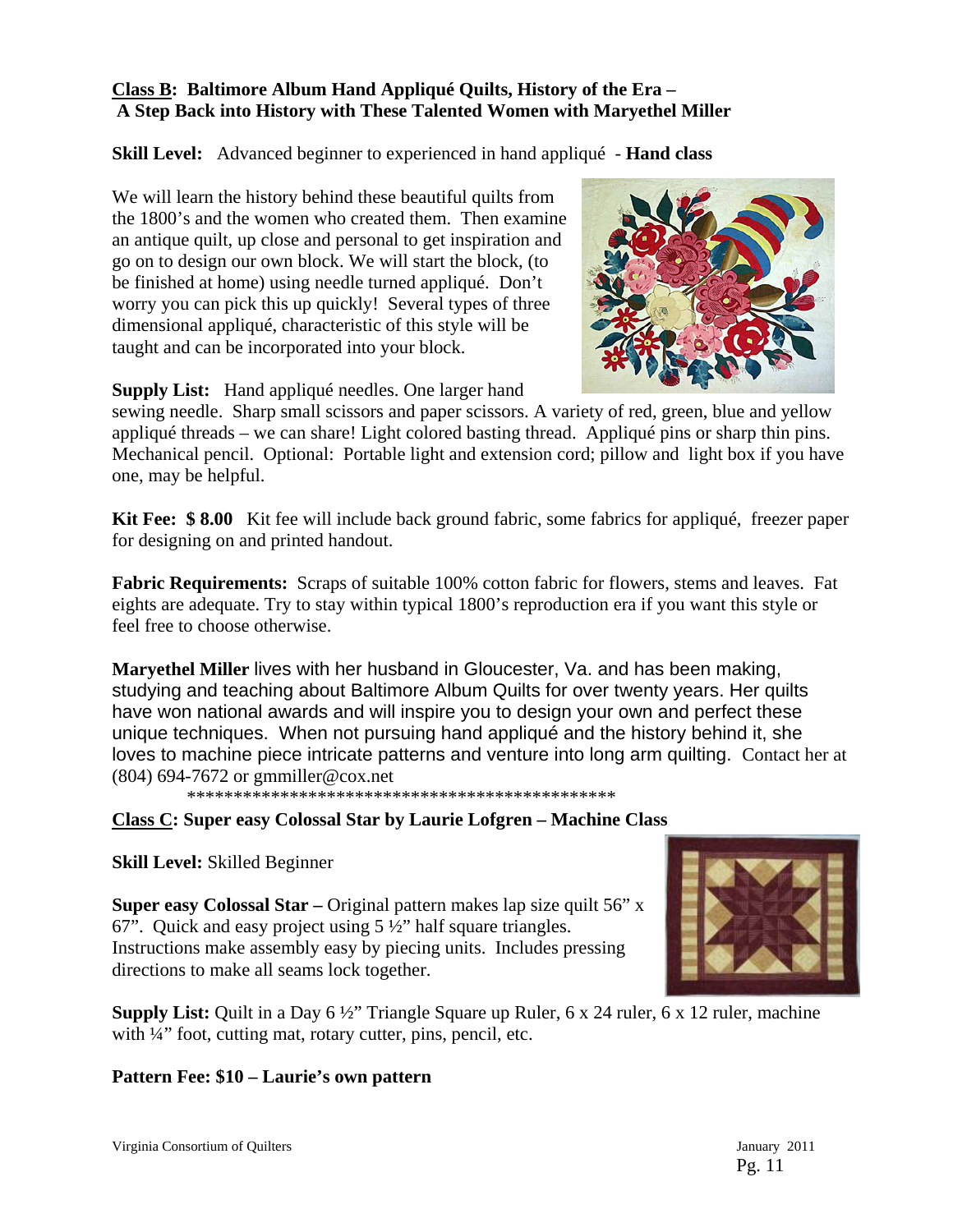**Class B: Baltimore Album Hand Appliqué Quilts, History of the Era – A Step Back into History with These Talented Women with Maryethel Miller**

**Skill Level:** Advanced beginner to experienced in hand appliqué - **Hand class**

We will learn the history behind these beautiful quilts from the 1800's and the women who created them. Then examine an antique quilt, up close and personal to get inspiration and go on to design our own block. We will start the block, (to be finished at home) using needle turned appliqué. Don't worry you can pick this up quickly! Several types of three dimensional appliqué, characteristic of this style will be taught and can be incorporated into your block.

**Supply List:** Hand appliqué needles. One larger hand sewing needle. Sharp small scissors and paper scissors. A variety of red, green, blue and yellow appliqué threads – we can share! Light colored basting thread. Appliqué pins or sharp thin pins. Mechanical pencil. Optional: Portable light and extension cord; pillow and light box if you have one, may be helpful.

**Kit Fee: $ 8.00** Kit fee will include back ground fabric, some fabrics for appliqué, freezer paper for designing on and printed handout.

**Fabric Requirements:** Scraps of suitable 100% cotton fabric for flowers, stems and leaves. Fat eights are adequate. Try to stay within typical 1800's reproduction era if you want this style or feel free to choose otherwise.

**Maryethel Miller** lives with her husband in Gloucester, Va. and has been making, studying and teaching about Baltimore Album Quilts for over twenty years. Her quilts have won national awards and will inspire you to design your own and perfect these unique techniques. When not pursuing hand appliqué and the history behind it, she loves to machine piece intricate patterns and venture into long arm quilting. Contact her at (804) 694-7672 or gmmiller@cox.net

\*\*\*\*\*\*\*\*\*\*\*\*\*\*\*\*\*\*\*\*\*\*\*\*\*\*\*\*\*\*\*\*\*\*\*\*\*\*\*\*\*\*\*\*\*\*\*\*

**Class C: Super easy Colossal Star by Laurie Lofgren – Machine Class**

**Skill Level:** Skilled Beginner

**Super easy Colossal Star –** Original pattern makes lap size quilt 56" x 67". Quick and easy project using 5 ½" half square triangles. Instructions make assembly easy by piecing units. Includes pressing directions to make all seams lock together.

**Supply List:** Quilt in a Day 6 ½" Triangle Square up Ruler, 6 x 24 ruler, 6 x 12 ruler, machine with ¼" foot, cutting mat, rotary cutter, pins, pencil, etc.

**Pattern Fee: $10 – Laurie's own pattern**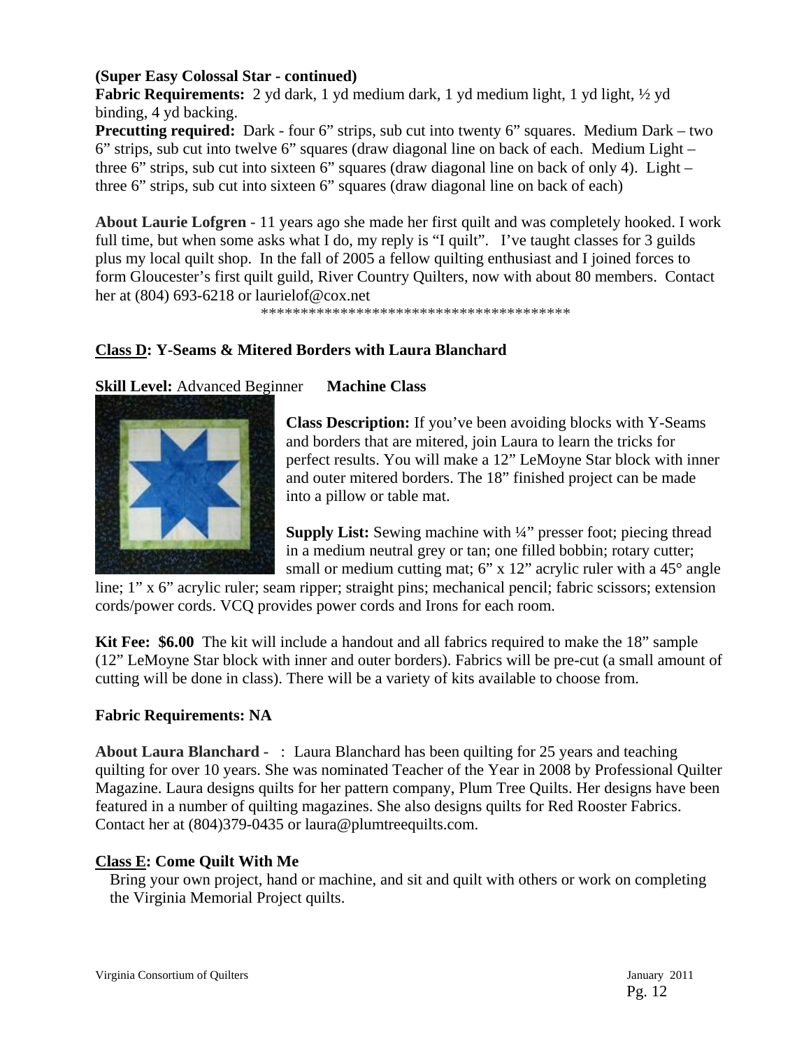**(Super Easy Colossal Star - continued)**

**Fabric Requirements:** 2 yd dark, 1 yd medium dark, 1 yd medium light, 1 yd light, ½ yd binding, 4 yd backing.

**Precutting required:** Dark - four 6" strips, sub cut into twenty 6" squares. Medium Dark – two 6" strips, sub cut into twelve 6" squares (draw diagonal line on back of each. Medium Light – three 6" strips, sub cut into sixteen 6" squares (draw diagonal line on back of only 4). Light – three 6" strips, sub cut into sixteen 6" squares (draw diagonal line on back of each)

**About Laurie Lofgren** - 11 years ago she made her first quilt and was completely hooked. I work full time, but when some asks what I do, my reply is "I quilt". I've taught classes for 3 guilds plus my local quilt shop. In the fall of 2005 a fellow quilting enthusiast and I joined forces to form Gloucester's first quilt guild, River Country Quilters, now with about 80 members. Contact her at (804) 693-6218 or laurielof@cox.net

****************************************

## Class D: Y-Seams & Mitered Borders with Laura Blanchard

**Skill Level:** Advanced Beginner **Machine Class**

**Class Description:** If you've been avoiding blocks with Y-Seams and borders that are mitered, join Laura to learn the tricks for perfect results. You will make a 12" LeMoyne Star block with inner and outer mitered borders. The 18" finished project can be made into a pillow or table mat.

**Supply List:** Sewing machine with ¼" presser foot; piecing thread in a medium neutral grey or tan; one filled bobbin; rotary cutter; small or medium cutting mat; 6" x 12" acrylic ruler with a 45° angle line; 1" x 6" acrylic ruler; seam ripper; straight pins; mechanical pencil; fabric scissors; extension cords/power cords. VCQ provides power cords and Irons for each room.

**Kit Fee: $6.00** The kit will include a handout and all fabrics required to make the 18" sample (12" LeMoyne Star block with inner and outer borders). Fabrics will be pre-cut (a small amount of cutting will be done in class). There will be a variety of kits available to choose from.

**Fabric Requirements: NA**

**About Laura Blanchard -** : Laura Blanchard has been quilting for 25 years and teaching quilting for over 10 years. She was nominated Teacher of the Year in 2008 by Professional Quilter Magazine. Laura designs quilts for her pattern company, Plum Tree Quilts. Her designs have been featured in a number of quilting magazines. She also designs quilts for Red Rooster Fabrics. Contact her at (804)379-0435 or laura@plumtreequilts.com.

## Class E: Come Quilt With Me

Bring your own project, hand or machine, and sit and quilt with others or work on completing the Virginia Memorial Project quilts.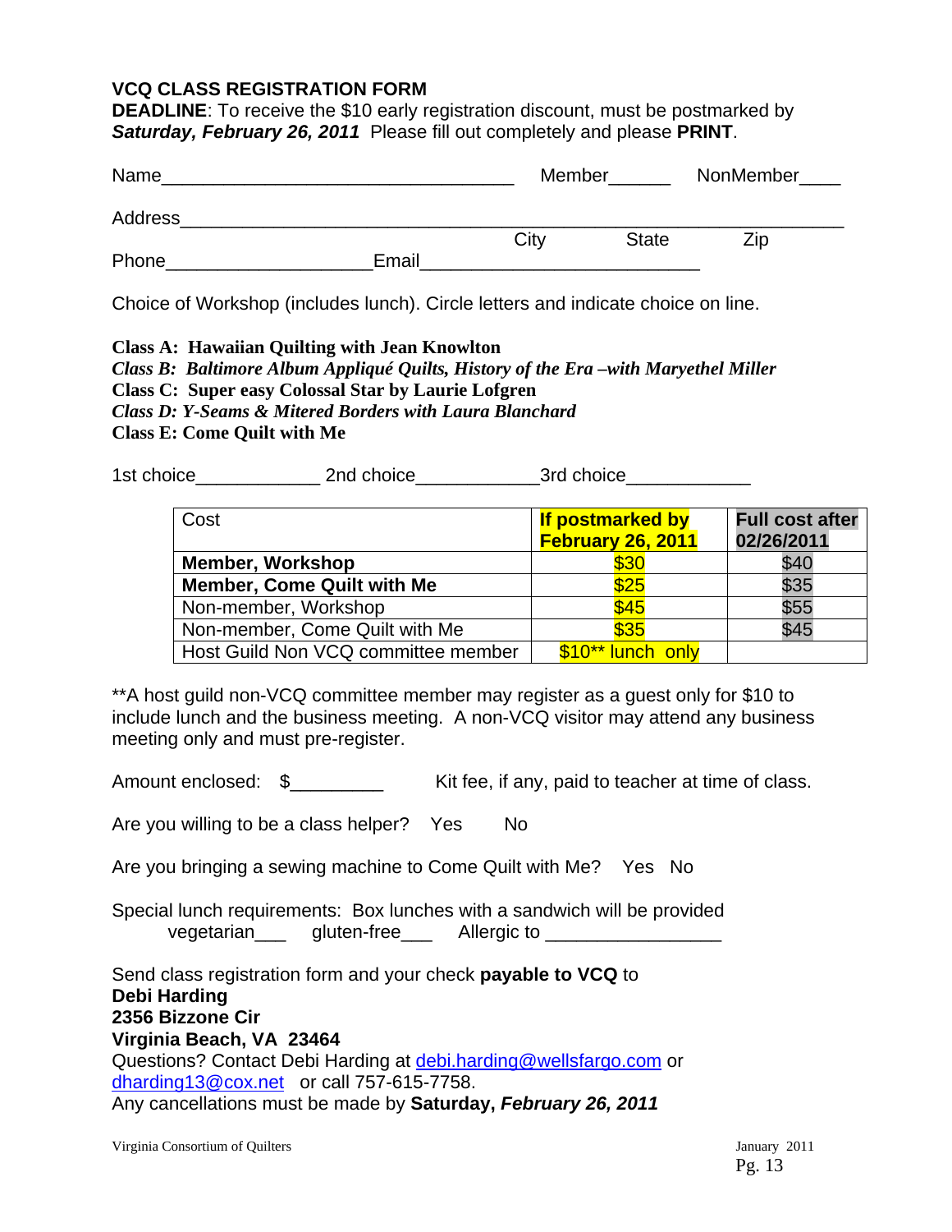## VCQ CLASS REGISTRATION FORM

**DEADLINE**: To receive the $10 early registration discount, must be postmarked by ***Saturday, February 26, 2011*** Please fill out completely and please **PRINT**.

Name___________________________________ Member______ NonMember____

Address____________________________________________________________

City State Zip

Phone____________________Email__________________________

Choice of Workshop (includes lunch). Circle letters and indicate choice on line.

**Class A: Hawaiian Quilting with Jean Knowlton**
***Class B: Baltimore Album Appliqué Quilts, History of the Era –with Maryethel Miller***
**Class C: Super easy Colossal Star by Laurie Lofgren**
***Class D: Y-Seams & Mitered Borders with Laura Blanchard***
**Class E: Come Quilt with Me**

1st choice____________ 2nd choice____________3rd choice____________

| Cost | **If postmarked by February 26, 2011** | **Full cost after 02/26/2011** |
|---|---|---|
| **Member, Workshop** | $30 | $40 |
| **Member, Come Quilt with Me** | $25 | $35 |
| Non-member, Workshop | $45 | $55 |
| Non-member, Come Quilt with Me | $35 | $45 |
| Host Guild Non VCQ committee member | $10** lunch only | |

**A host guild non-VCQ committee member may register as a guest only for $10 to include lunch and the business meeting. A non-VCQ visitor may attend any business meeting only and must pre-register.

Amount enclosed: $_________ Kit fee, if any, paid to teacher at time of class.

Are you willing to be a class helper? Yes No

Are you bringing a sewing machine to Come Quilt with Me? Yes No

Special lunch requirements: Box lunches with a sandwich will be provided
vegetarian___ gluten-free___ Allergic to _________________

Send class registration form and your check **payable to VCQ** to
**Debi Harding**
**2356 Bizzone Cir**
**Virginia Beach, VA 23464**
Questions? Contact Debi Harding at debi.harding@wellsfargo.com or dharding13@cox.net or call 757-615-7758.
Any cancellations must be made by **Saturday, *February 26, 2011***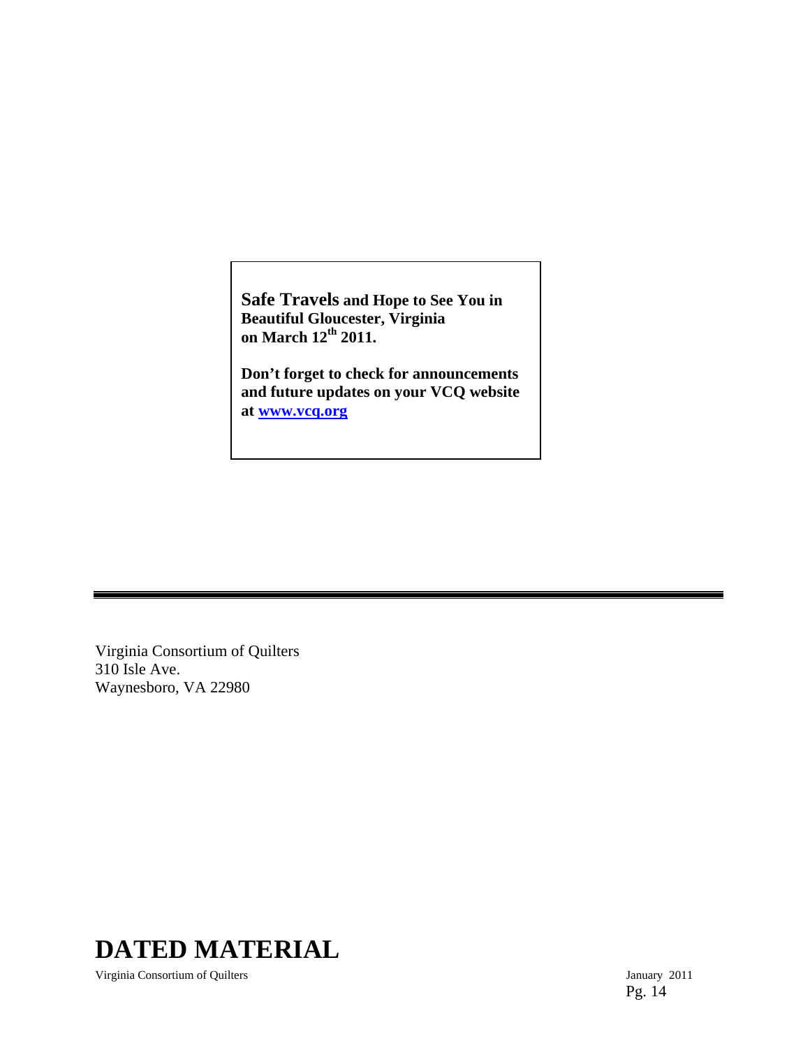**Safe Travels and Hope to See You in Beautiful Gloucester, Virginia on March 12th 2011.**

**Don't forget to check for announcements and future updates on your VCQ website at [www.vcq.org](http://www.vcq.org)**

---

Virginia Consortium of Quilters
310 Isle Ave.
Waynesboro, VA 22980

# DATED MATERIAL